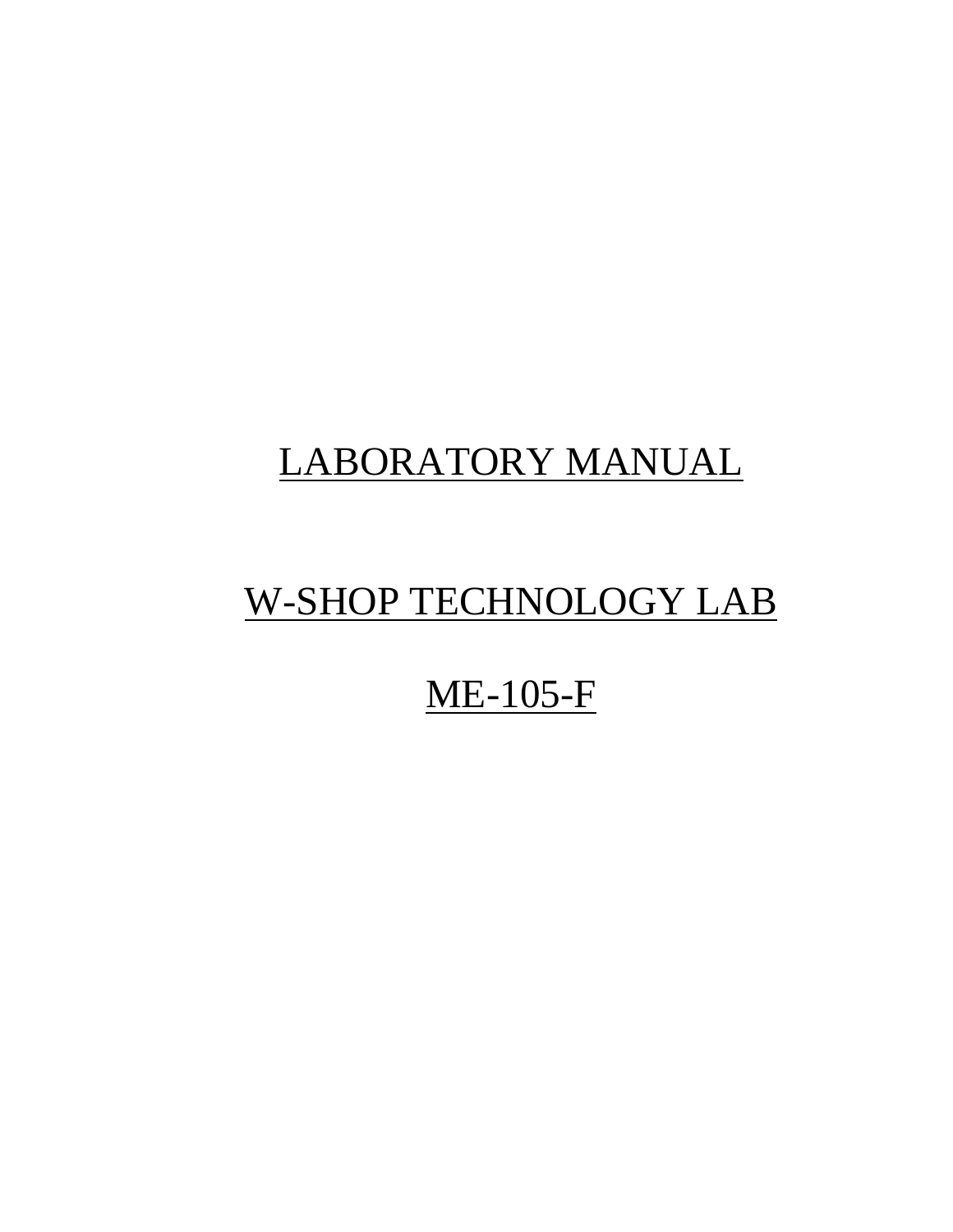# LABORATORY MANUAL

# W-SHOP TECHNOLOGY LAB

# ME-105-F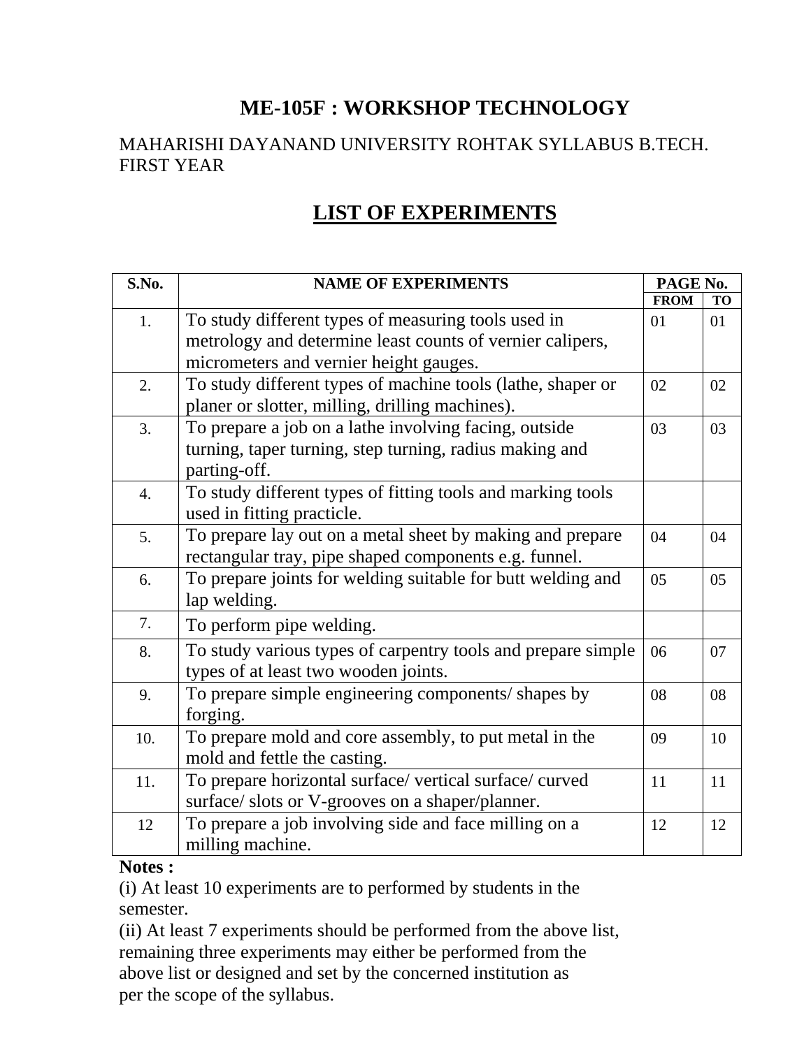# ME-105F : WORKSHOP TECHNOLOGY

MAHARISHI DAYANAND UNIVERSITY ROHTAK SYLLABUS B.TECH. FIRST YEAR

## LIST OF EXPERIMENTS

| S.No. | NAME OF EXPERIMENTS | PAGE No. | |
|---|---|---|---|
| | | FROM | TO |
| 1. | To study different types of measuring tools used in metrology and determine least counts of vernier calipers, micrometers and vernier height gauges. | 01 | 01 |
| 2. | To study different types of machine tools (lathe, shaper or planer or slotter, milling, drilling machines). | 02 | 02 |
| 3. | To prepare a job on a lathe involving facing, outside turning, taper turning, step turning, radius making and parting-off. | 03 | 03 |
| 4. | To study different types of fitting tools and marking tools used in fitting practicle. | | |
| 5. | To prepare lay out on a metal sheet by making and prepare rectangular tray, pipe shaped components e.g. funnel. | 04 | 04 |
| 6. | To prepare joints for welding suitable for butt welding and lap welding. | 05 | 05 |
| 7. | To perform pipe welding. | | |
| 8. | To study various types of carpentry tools and prepare simple types of at least two wooden joints. | 06 | 07 |
| 9. | To prepare simple engineering components/ shapes by forging. | 08 | 08 |
| 10. | To prepare mold and core assembly, to put metal in the mold and fettle the casting. | 09 | 10 |
| 11. | To prepare horizontal surface/ vertical surface/ curved surface/ slots or V-grooves on a shaper/planner. | 11 | 11 |
| 12 | To prepare a job involving side and face milling on a milling machine. | 12 | 12 |

**Notes :**

(i) At least 10 experiments are to performed by students in the semester.

(ii) At least 7 experiments should be performed from the above list, remaining three experiments may either be performed from the above list or designed and set by the concerned institution as per the scope of the syllabus.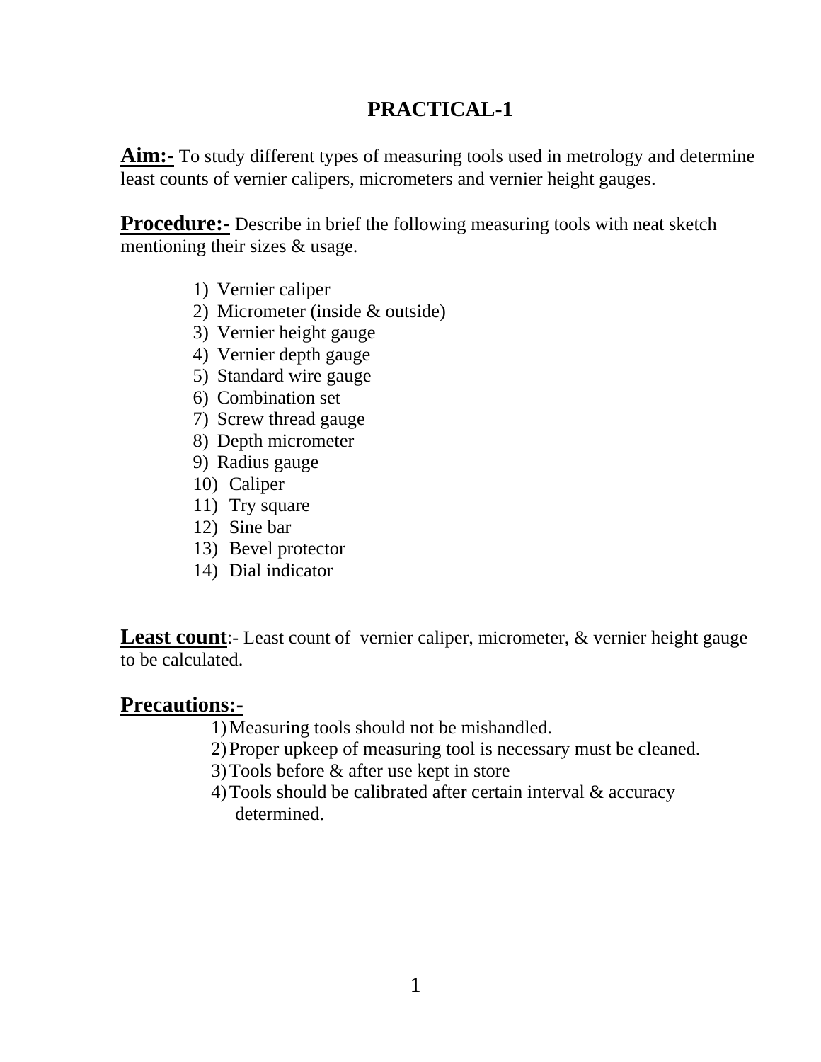# PRACTICAL-1

**Aim:-** To study different types of measuring tools used in metrology and determine least counts of vernier calipers, micrometers and vernier height gauges.

**Procedure:-** Describe in brief the following measuring tools with neat sketch mentioning their sizes & usage.

1) Vernier caliper
2) Micrometer (inside & outside)
3) Vernier height gauge
4) Vernier depth gauge
5) Standard wire gauge
6) Combination set
7) Screw thread gauge
8) Depth micrometer
9) Radius gauge
10) Caliper
11) Try square
12) Sine bar
13) Bevel protector
14) Dial indicator

**Least count**:- Least count of vernier caliper, micrometer, & vernier height gauge to be calculated.

**Precautions:-**

1) Measuring tools should not be mishandled.
2) Proper upkeep of measuring tool is necessary must be cleaned.
3) Tools before & after use kept in store
4) Tools should be calibrated after certain interval & accuracy determined.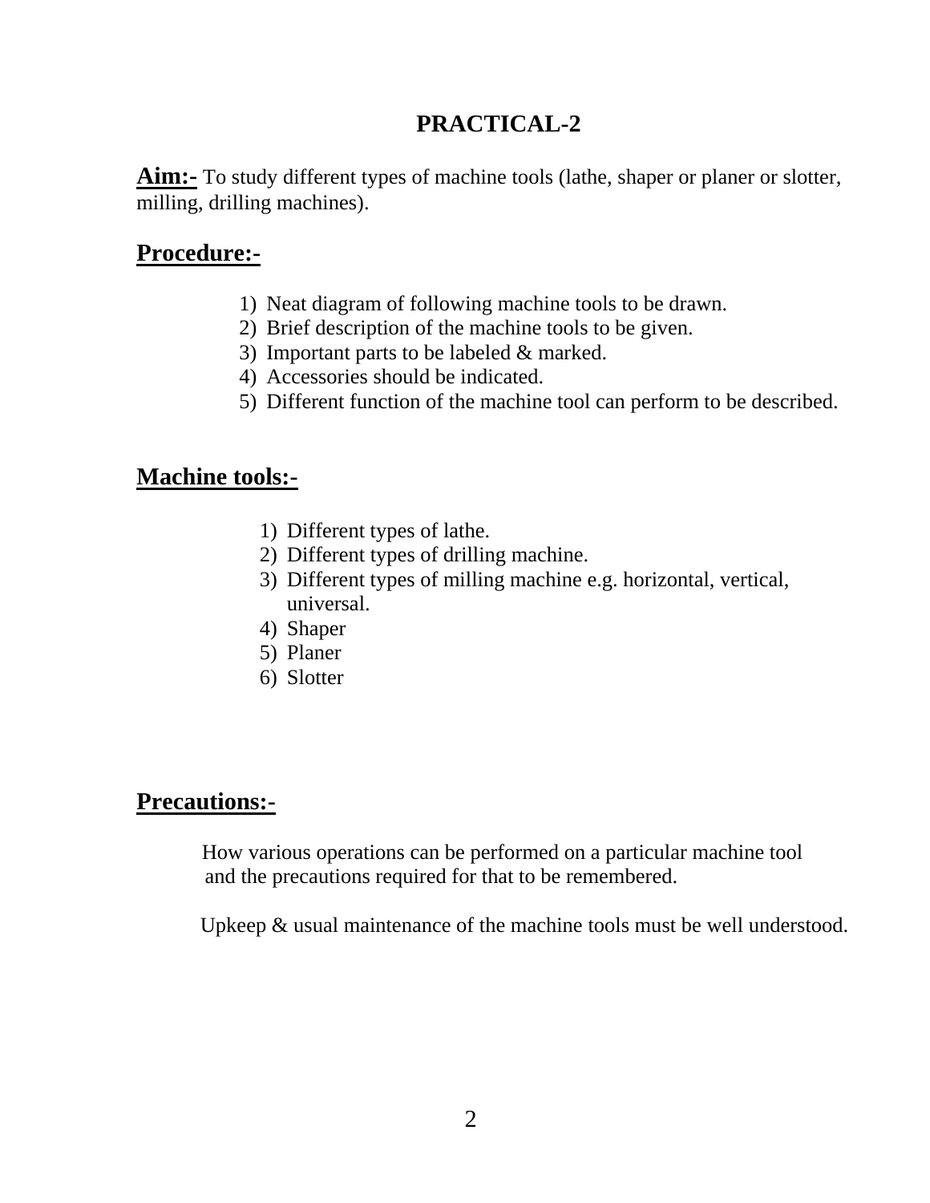# PRACTICAL-2

**Aim:-** To study different types of machine tools (lathe, shaper or planer or slotter, milling, drilling machines).

## Procedure:-

1) Neat diagram of following machine tools to be drawn.
2) Brief description of the machine tools to be given.
3) Important parts to be labeled & marked.
4) Accessories should be indicated.
5) Different function of the machine tool can perform to be described.

## Machine tools:-

1) Different types of lathe.
2) Different types of drilling machine.
3) Different types of milling machine e.g. horizontal, vertical, universal.
4) Shaper
5) Planer
6) Slotter

## Precautions:-

How various operations can be performed on a particular machine tool and the precautions required for that to be remembered.

Upkeep & usual maintenance of the machine tools must be well understood.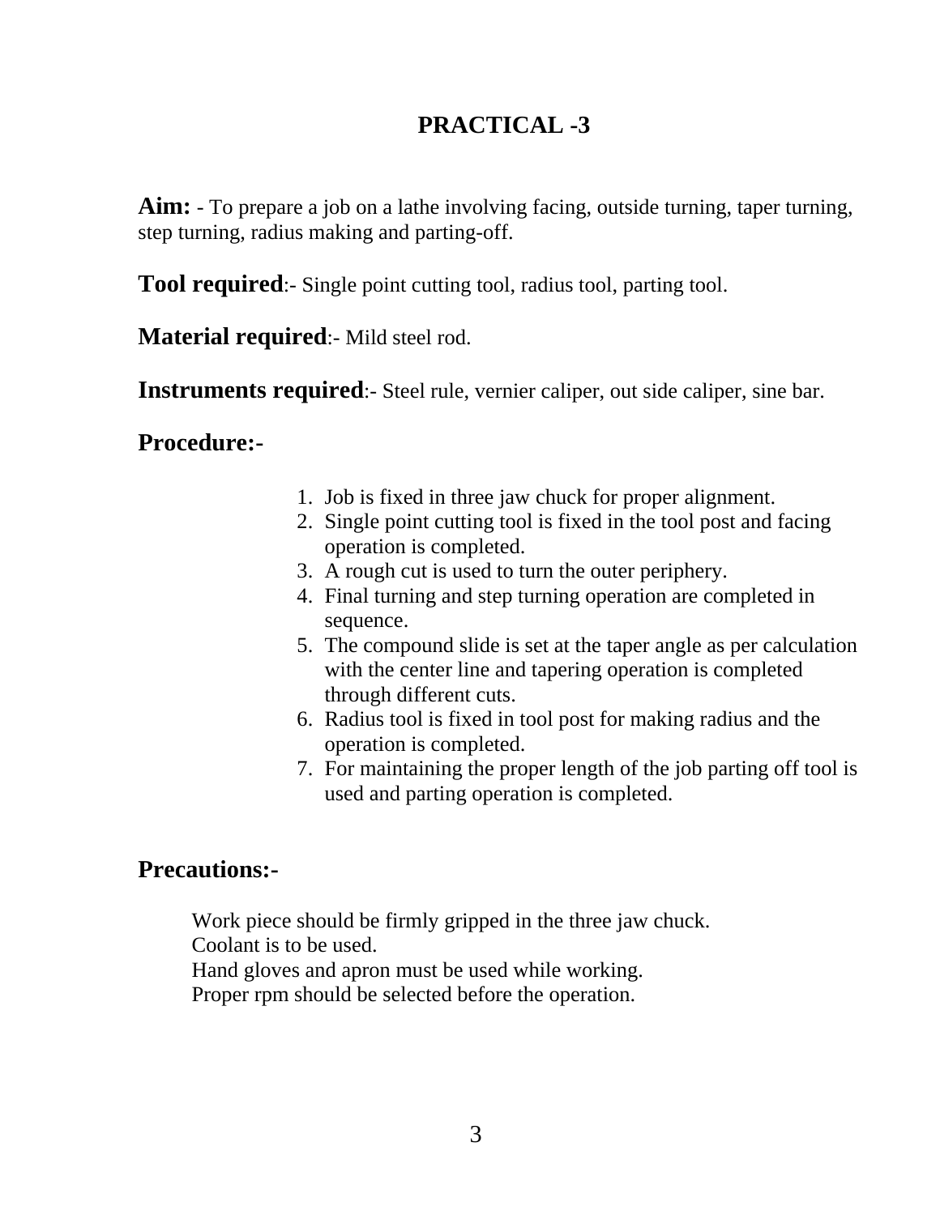# PRACTICAL -3

**Aim:** - To prepare a job on a lathe involving facing, outside turning, taper turning, step turning, radius making and parting-off.

**Tool required**:- Single point cutting tool, radius tool, parting tool.

**Material required**:- Mild steel rod.

**Instruments required**:- Steel rule, vernier caliper, out side caliper, sine bar.

**Procedure:-**

1. Job is fixed in three jaw chuck for proper alignment.
2. Single point cutting tool is fixed in the tool post and facing operation is completed.
3. A rough cut is used to turn the outer periphery.
4. Final turning and step turning operation are completed in sequence.
5. The compound slide is set at the taper angle as per calculation with the center line and tapering operation is completed through different cuts.
6. Radius tool is fixed in tool post for making radius and the operation is completed.
7. For maintaining the proper length of the job parting off tool is used and parting operation is completed.

**Precautions:-**

Work piece should be firmly gripped in the three jaw chuck.
Coolant is to be used.
Hand gloves and apron must be used while working.
Proper rpm should be selected before the operation.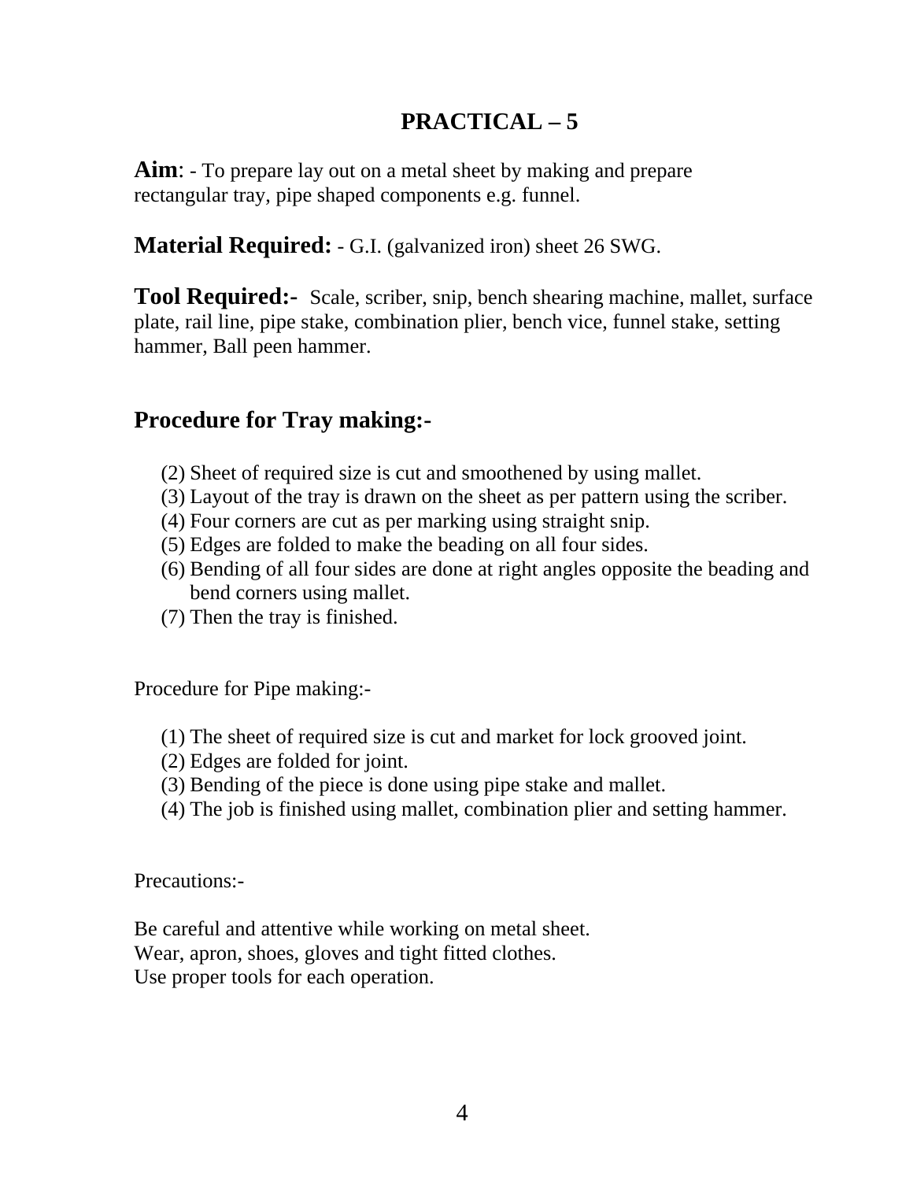## PRACTICAL – 5

**Aim**: - To prepare lay out on a metal sheet by making and prepare rectangular tray, pipe shaped components e.g. funnel.

**Material Required:** - G.I. (galvanized iron) sheet 26 SWG.

**Tool Required:-** Scale, scriber, snip, bench shearing machine, mallet, surface plate, rail line, pipe stake, combination plier, bench vice, funnel stake, setting hammer, Ball peen hammer.

### Procedure for Tray making:-

(2) Sheet of required size is cut and smoothened by using mallet.
(3) Layout of the tray is drawn on the sheet as per pattern using the scriber.
(4) Four corners are cut as per marking using straight snip.
(5) Edges are folded to make the beading on all four sides.
(6) Bending of all four sides are done at right angles opposite the beading and bend corners using mallet.
(7) Then the tray is finished.

Procedure for Pipe making:-

1. The sheet of required size is cut and market for lock grooved joint.
2. Edges are folded for joint.
3. Bending of the piece is done using pipe stake and mallet.
4. The job is finished using mallet, combination plier and setting hammer.

Precautions:-

Be careful and attentive while working on metal sheet.
Wear, apron, shoes, gloves and tight fitted clothes.
Use proper tools for each operation.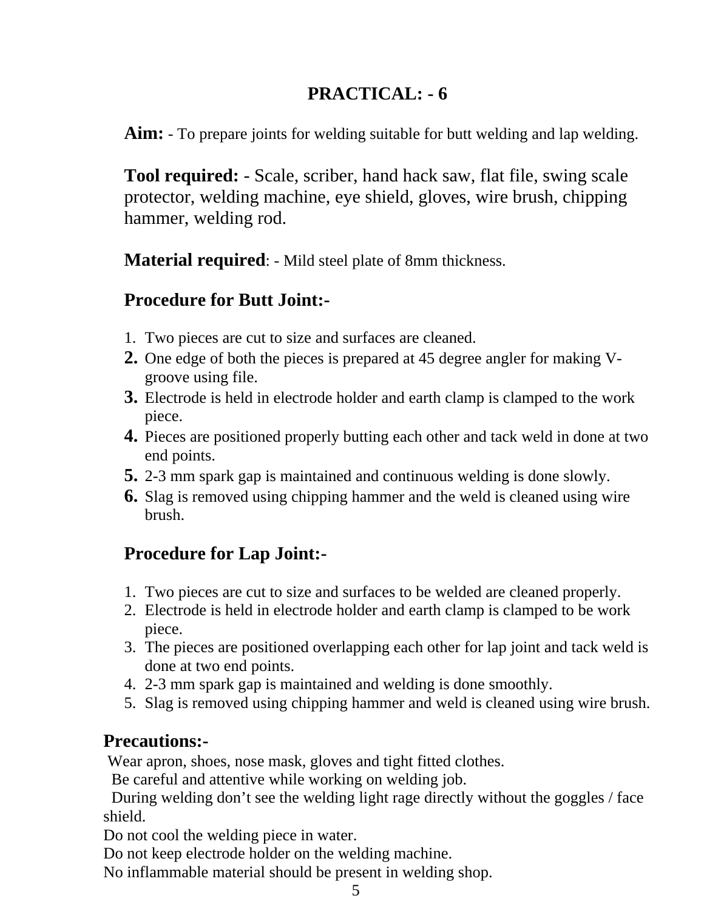# PRACTICAL: - 6

**Aim:** - To prepare joints for welding suitable for butt welding and lap welding.

**Tool required:** - Scale, scriber, hand hack saw, flat file, swing scale protector, welding machine, eye shield, gloves, wire brush, chipping hammer, welding rod.

**Material required**: - Mild steel plate of 8mm thickness.

**Procedure for Butt Joint:-**

1. Two pieces are cut to size and surfaces are cleaned.
2. One edge of both the pieces is prepared at 45 degree angler for making V-groove using file.
3. Electrode is held in electrode holder and earth clamp is clamped to the work piece.
4. Pieces are positioned properly butting each other and tack weld in done at two end points.
5. 2-3 mm spark gap is maintained and continuous welding is done slowly.
6. Slag is removed using chipping hammer and the weld is cleaned using wire brush.

**Procedure for Lap Joint:-**

1. Two pieces are cut to size and surfaces to be welded are cleaned properly.
2. Electrode is held in electrode holder and earth clamp is clamped to be work piece.
3. The pieces are positioned overlapping each other for lap joint and tack weld is done at two end points.
4. 2-3 mm spark gap is maintained and welding is done smoothly.
5. Slag is removed using chipping hammer and weld is cleaned using wire brush.

**Precautions:-**

Wear apron, shoes, nose mask, gloves and tight fitted clothes.
Be careful and attentive while working on welding job.
During welding don't see the welding light rage directly without the goggles / face shield.
Do not cool the welding piece in water.
Do not keep electrode holder on the welding machine.
No inflammable material should be present in welding shop.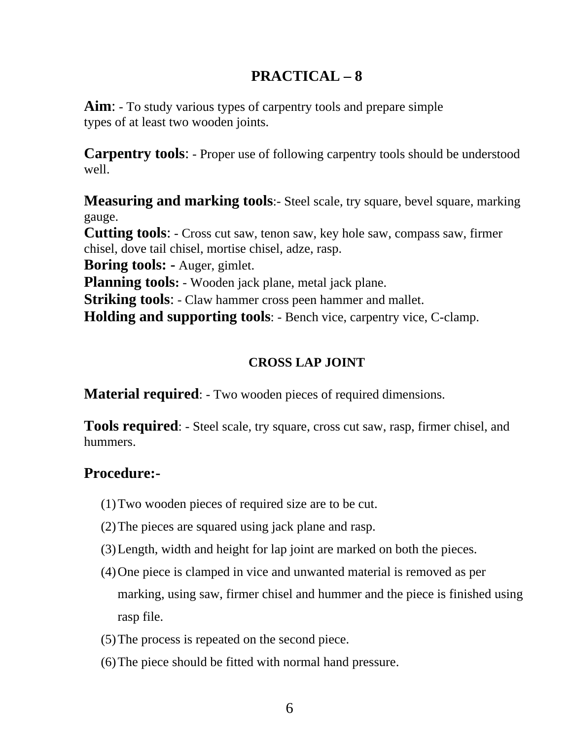# PRACTICAL – 8

**Aim**: - To study various types of carpentry tools and prepare simple types of at least two wooden joints.

**Carpentry tools**: - Proper use of following carpentry tools should be understood well.

**Measuring and marking tools**:- Steel scale, try square, bevel square, marking gauge.
**Cutting tools**: - Cross cut saw, tenon saw, key hole saw, compass saw, firmer chisel, dove tail chisel, mortise chisel, adze, rasp.
**Boring tools: -** Auger, gimlet.
**Planning tools:** - Wooden jack plane, metal jack plane.
**Striking tools**: - Claw hammer cross peen hammer and mallet.
**Holding and supporting tools**: - Bench vice, carpentry vice, C-clamp.

## CROSS LAP JOINT

**Material required**: - Two wooden pieces of required dimensions.

**Tools required**: - Steel scale, try square, cross cut saw, rasp, firmer chisel, and hummers.

**Procedure:-**

(1) Two wooden pieces of required size are to be cut.

(2) The pieces are squared using jack plane and rasp.

(3) Length, width and height for lap joint are marked on both the pieces.

(4) One piece is clamped in vice and unwanted material is removed as per marking, using saw, firmer chisel and hummer and the piece is finished using rasp file.

(5) The process is repeated on the second piece.

(6) The piece should be fitted with normal hand pressure.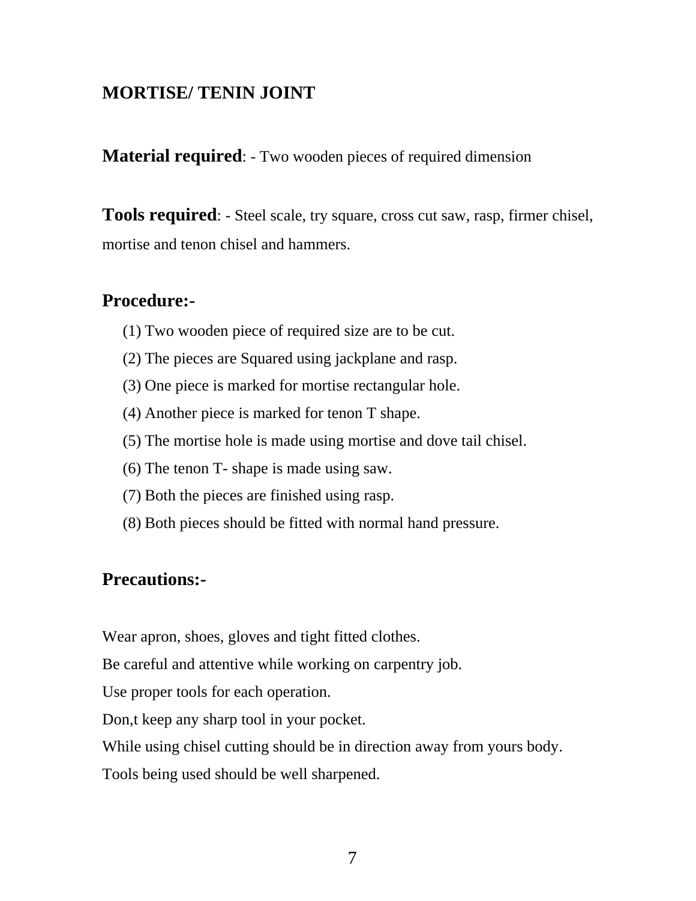## MORTISE/ TENIN JOINT

**Material required**: - Two wooden pieces of required dimension

**Tools required**: - Steel scale, try square, cross cut saw, rasp, firmer chisel, mortise and tenon chisel and hammers.

## Procedure:-

(1) Two wooden piece of required size are to be cut.
(2) The pieces are Squared using jackplane and rasp.
(3) One piece is marked for mortise rectangular hole.
(4) Another piece is marked for tenon T shape.
(5) The mortise hole is made using mortise and dove tail chisel.
(6) The tenon T- shape is made using saw.
(7) Both the pieces are finished using rasp.
(8) Both pieces should be fitted with normal hand pressure.

## Precautions:-

Wear apron, shoes, gloves and tight fitted clothes.
Be careful and attentive while working on carpentry job.
Use proper tools for each operation.
Don,t keep any sharp tool in your pocket.
While using chisel cutting should be in direction away from yours body.
Tools being used should be well sharpened.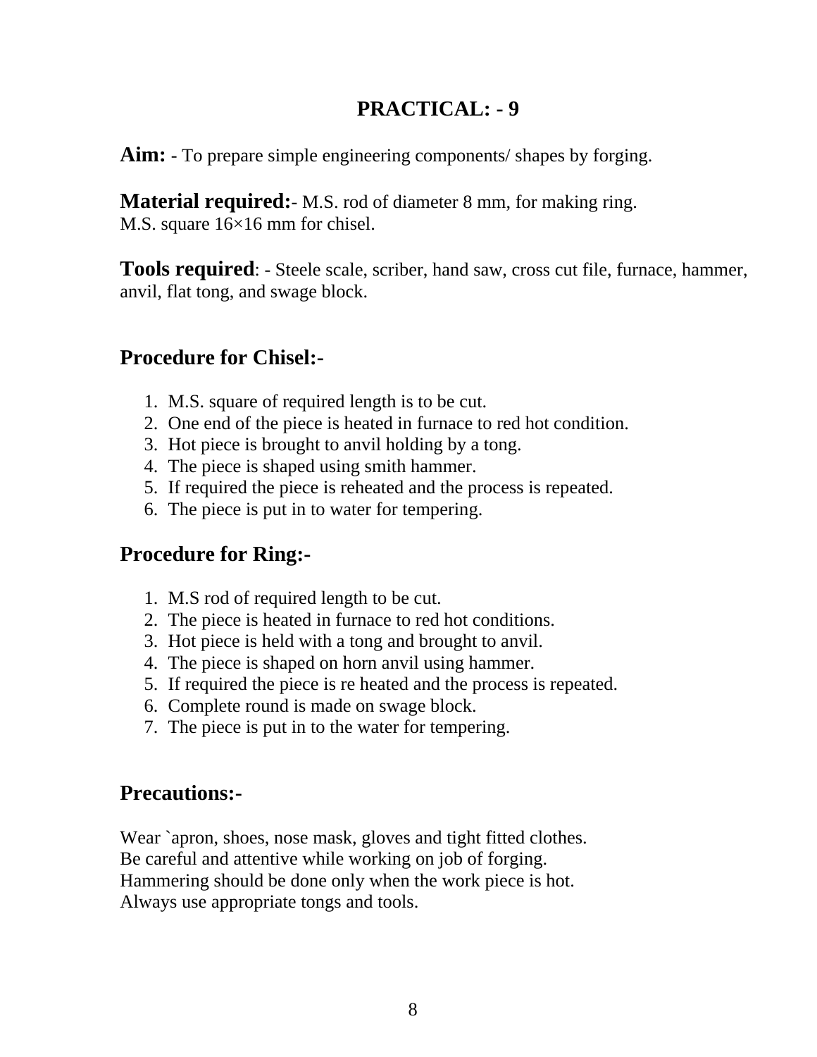# PRACTICAL: - 9

**Aim:** - To prepare simple engineering components/ shapes by forging.

**Material required:**- M.S. rod of diameter 8 mm, for making ring.
M.S. square 16×16 mm for chisel.

**Tools required**: - Steele scale, scriber, hand saw, cross cut file, furnace, hammer, anvil, flat tong, and swage block.

## Procedure for Chisel:-

1. M.S. square of required length is to be cut.
2. One end of the piece is heated in furnace to red hot condition.
3. Hot piece is brought to anvil holding by a tong.
4. The piece is shaped using smith hammer.
5. If required the piece is reheated and the process is repeated.
6. The piece is put in to water for tempering.

## Procedure for Ring:-

1. M.S rod of required length to be cut.
2. The piece is heated in furnace to red hot conditions.
3. Hot piece is held with a tong and brought to anvil.
4. The piece is shaped on horn anvil using hammer.
5. If required the piece is re heated and the process is repeated.
6. Complete round is made on swage block.
7. The piece is put in to the water for tempering.

## Precautions:-

Wear `apron, shoes, nose mask, gloves and tight fitted clothes.
Be careful and attentive while working on job of forging.
Hammering should be done only when the work piece is hot.
Always use appropriate tongs and tools.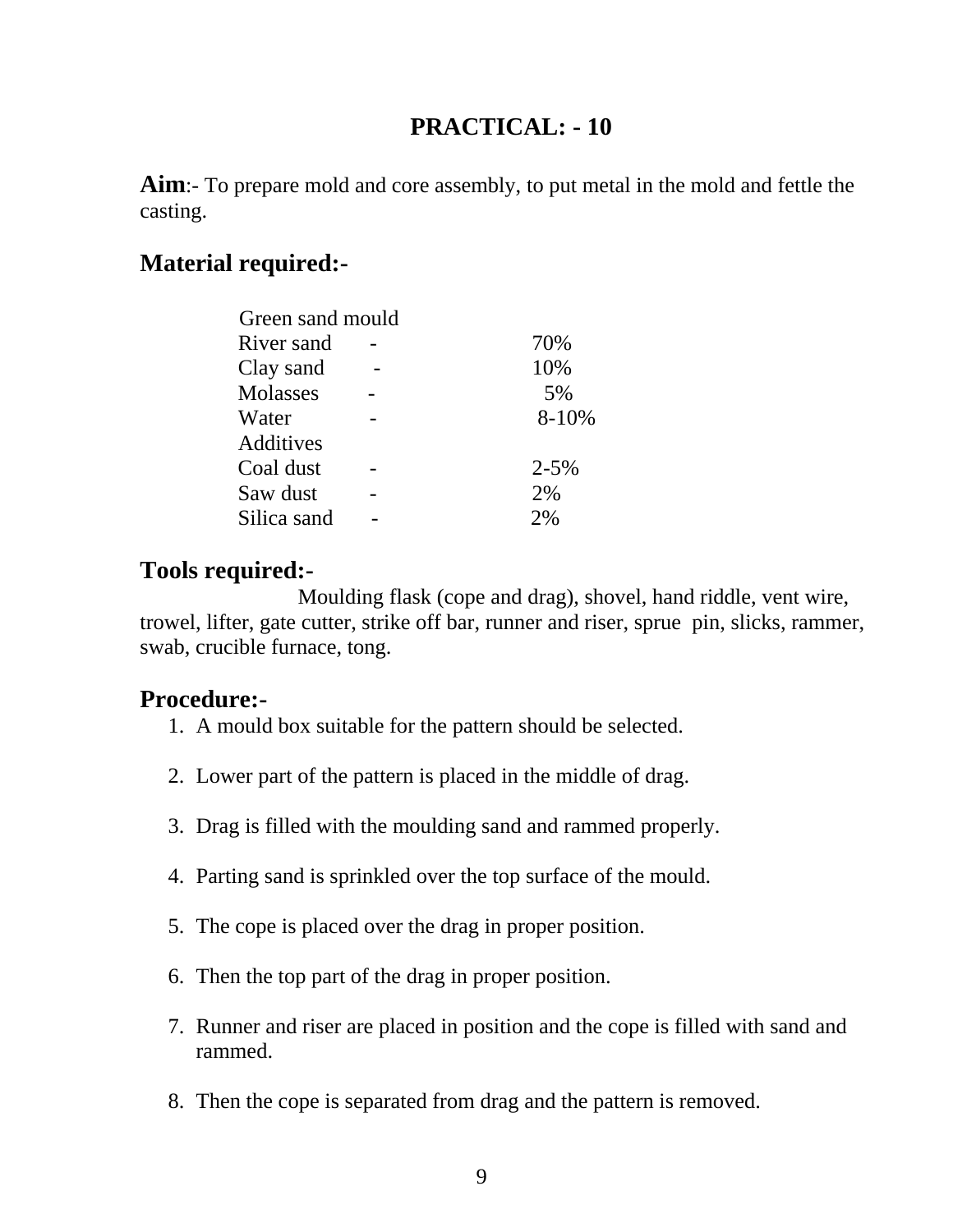# PRACTICAL: - 10

**Aim**:- To prepare mold and core assembly, to put metal in the mold and fettle the casting.

## Material required:-

Green sand mould

| | | |
|---|---|---|
| River sand | - | 70% |
| Clay sand | - | 10% |
| Molasses | - | 5% |
| Water | - | 8-10% |

Additives

| | | |
|---|---|---|
| Coal dust | - | 2-5% |
| Saw dust | - | 2% |
| Silica sand | - | 2% |

## Tools required:-

Moulding flask (cope and drag), shovel, hand riddle, vent wire, trowel, lifter, gate cutter, strike off bar, runner and riser, sprue pin, slicks, rammer, swab, crucible furnace, tong.

## Procedure:-

1. A mould box suitable for the pattern should be selected.
2. Lower part of the pattern is placed in the middle of drag.
3. Drag is filled with the moulding sand and rammed properly.
4. Parting sand is sprinkled over the top surface of the mould.
5. The cope is placed over the drag in proper position.
6. Then the top part of the drag in proper position.
7. Runner and riser are placed in position and the cope is filled with sand and rammed.
8. Then the cope is separated from drag and the pattern is removed.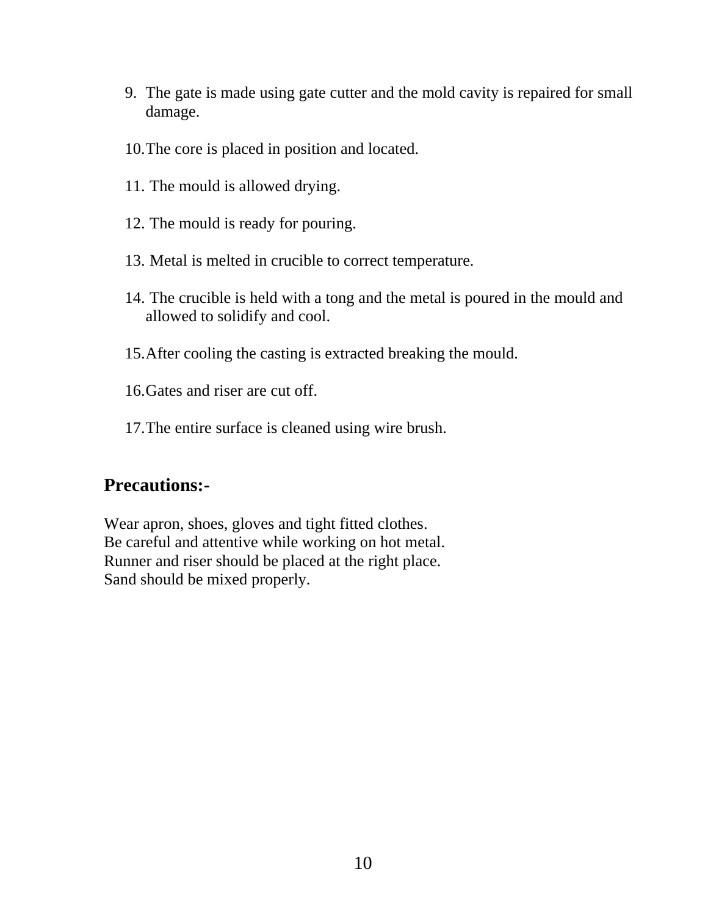9. The gate is made using gate cutter and the mold cavity is repaired for small damage.

10. The core is placed in position and located.

11. The mould is allowed drying.

12. The mould is ready for pouring.

13. Metal is melted in crucible to correct temperature.

14. The crucible is held with a tong and the metal is poured in the mould and allowed to solidify and cool.

15. After cooling the casting is extracted breaking the mould.

16. Gates and riser are cut off.

17. The entire surface is cleaned using wire brush.

## Precautions:-

Wear apron, shoes, gloves and tight fitted clothes.
Be careful and attentive while working on hot metal.
Runner and riser should be placed at the right place.
Sand should be mixed properly.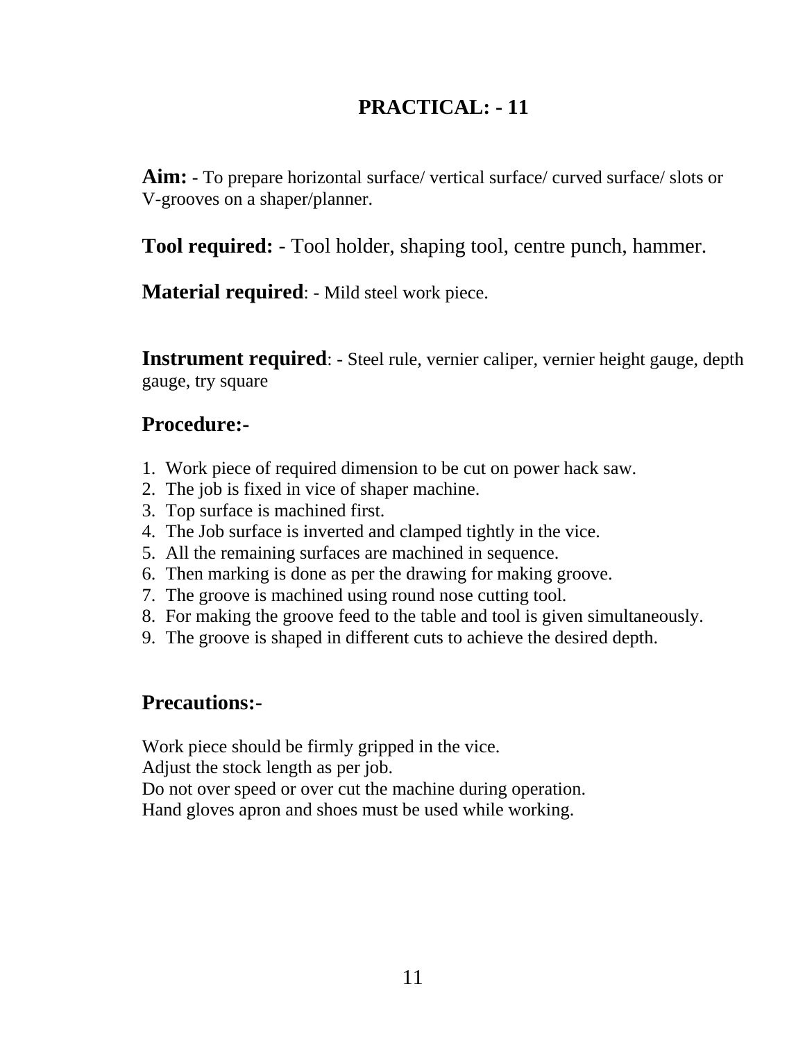# PRACTICAL: - 11

**Aim:** - To prepare horizontal surface/ vertical surface/ curved surface/ slots or V-grooves on a shaper/planner.

**Tool required:** - Tool holder, shaping tool, centre punch, hammer.

**Material required**: - Mild steel work piece.

**Instrument required**: - Steel rule, vernier caliper, vernier height gauge, depth gauge, try square

## Procedure:-

1. Work piece of required dimension to be cut on power hack saw.
2. The job is fixed in vice of shaper machine.
3. Top surface is machined first.
4. The Job surface is inverted and clamped tightly in the vice.
5. All the remaining surfaces are machined in sequence.
6. Then marking is done as per the drawing for making groove.
7. The groove is machined using round nose cutting tool.
8. For making the groove feed to the table and tool is given simultaneously.
9. The groove is shaped in different cuts to achieve the desired depth.

## Precautions:-

Work piece should be firmly gripped in the vice.
Adjust the stock length as per job.
Do not over speed or over cut the machine during operation.
Hand gloves apron and shoes must be used while working.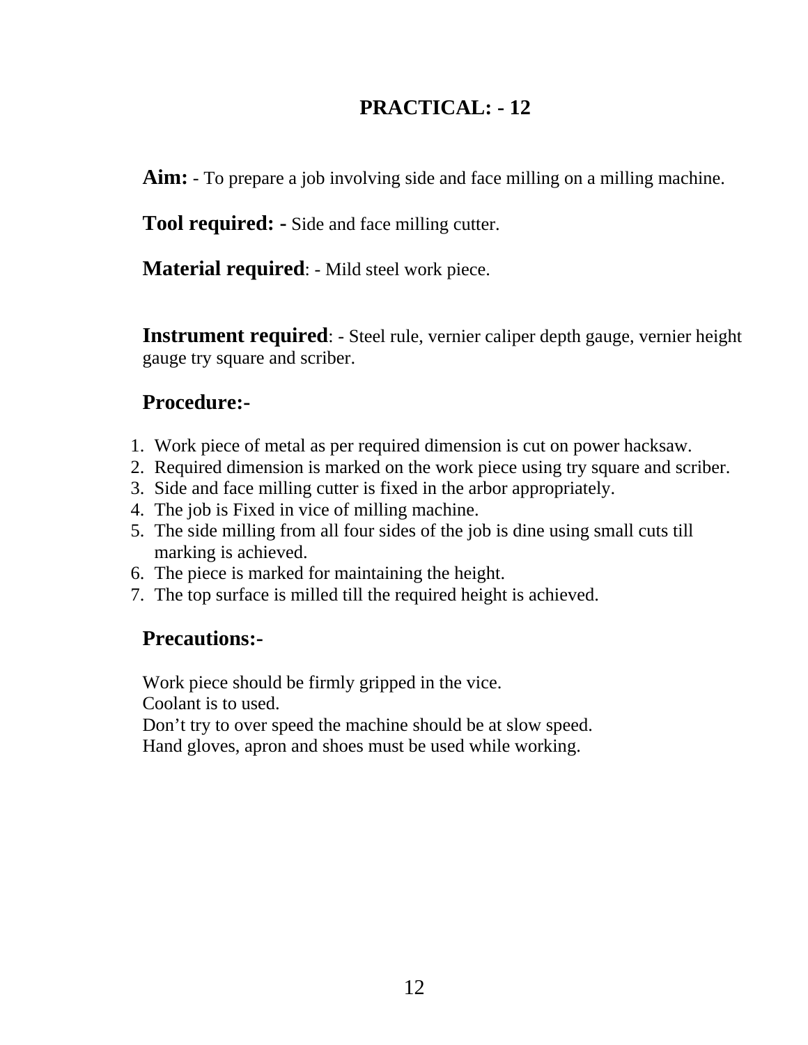# PRACTICAL: - 12

**Aim:** - To prepare a job involving side and face milling on a milling machine.

**Tool required: -** Side and face milling cutter.

**Material required**: - Mild steel work piece.

**Instrument required**: - Steel rule, vernier caliper depth gauge, vernier height gauge try square and scriber.

## Procedure:-

1. Work piece of metal as per required dimension is cut on power hacksaw.
2. Required dimension is marked on the work piece using try square and scriber.
3. Side and face milling cutter is fixed in the arbor appropriately.
4. The job is Fixed in vice of milling machine.
5. The side milling from all four sides of the job is dine using small cuts till marking is achieved.
6. The piece is marked for maintaining the height.
7. The top surface is milled till the required height is achieved.

## Precautions:-

Work piece should be firmly gripped in the vice.
Coolant is to used.
Don't try to over speed the machine should be at slow speed.
Hand gloves, apron and shoes must be used while working.